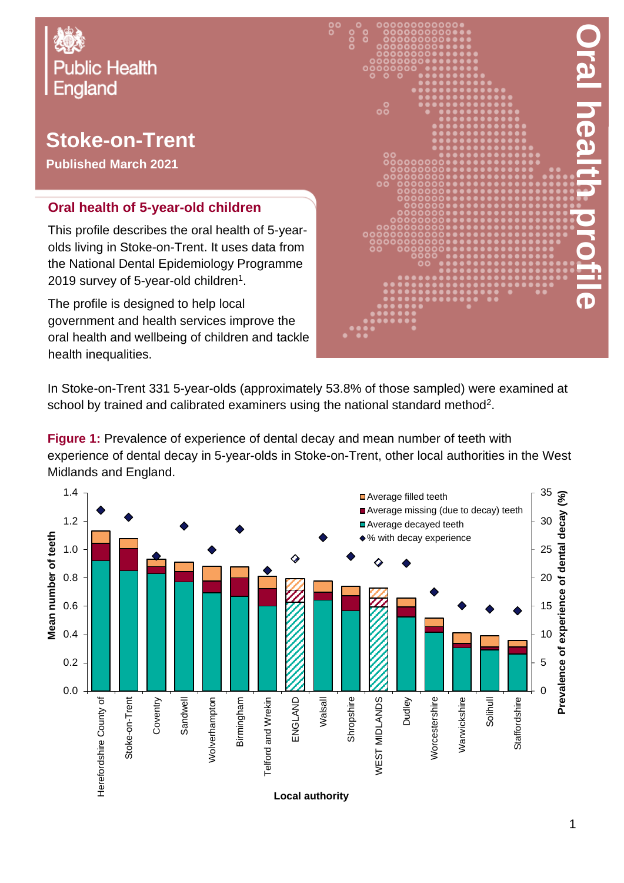Public Health England

# Stoke-on-Trent

**Published March 2021**

# Oral health profile

## Oral health of 5-year-old children

This profile describes the oral health of 5-year-olds living in Stoke-on-Trent. It uses data from the National Dental Epidemiology Programme 2019 survey of 5-year-old children[1].

The profile is designed to help local government and health services improve the oral health and wellbeing of children and tackle health inequalities.

In Stoke-on-Trent 331 5-year-olds (approximately 53.8% of those sampled) were examined at school by trained and calibrated examiners using the national standard method[2].

**Figure 1:** Prevalence of experience of dental decay and mean number of teeth with experience of dental decay in 5-year-olds in Stoke-on-Trent, other local authorities in the West Midlands and England.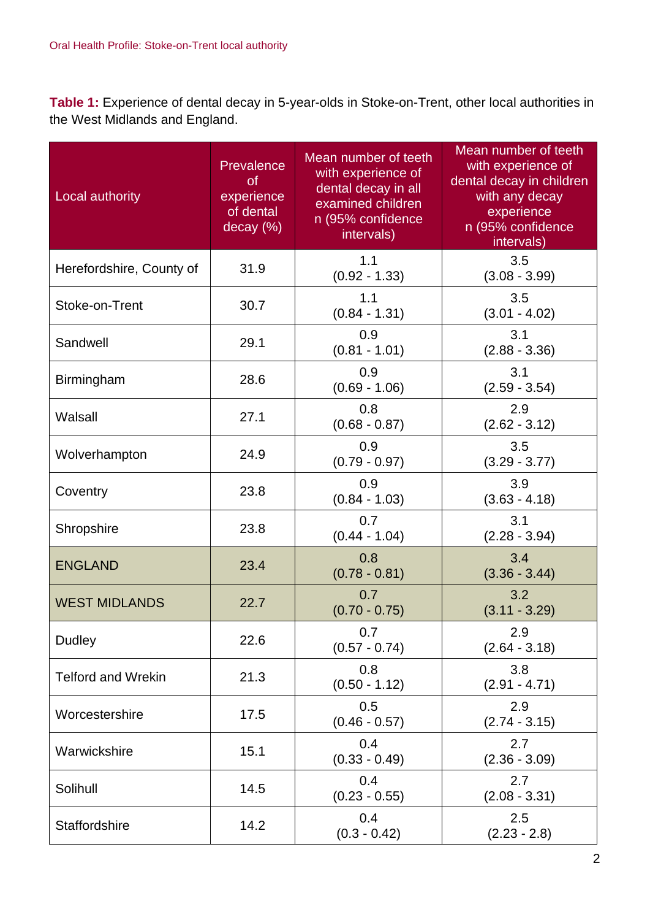**Table 1:** Experience of dental decay in 5-year-olds in Stoke-on-Trent, other local authorities in the West Midlands and England.

| Local authority | Prevalence of experience of dental decay (%) | Mean number of teeth with experience of dental decay in all examined children n (95% confidence intervals) | Mean number of teeth with experience of dental decay in children with any decay experience n (95% confidence intervals) |
|---|---|---|---|
| Herefordshire, County of | 31.9 | 1.1 (0.92 - 1.33) | 3.5 (3.08 - 3.99) |
| Stoke-on-Trent | 30.7 | 1.1 (0.84 - 1.31) | 3.5 (3.01 - 4.02) |
| Sandwell | 29.1 | 0.9 (0.81 - 1.01) | 3.1 (2.88 - 3.36) |
| Birmingham | 28.6 | 0.9 (0.69 - 1.06) | 3.1 (2.59 - 3.54) |
| Walsall | 27.1 | 0.8 (0.68 - 0.87) | 2.9 (2.62 - 3.12) |
| Wolverhampton | 24.9 | 0.9 (0.79 - 0.97) | 3.5 (3.29 - 3.77) |
| Coventry | 23.8 | 0.9 (0.84 - 1.03) | 3.9 (3.63 - 4.18) |
| Shropshire | 23.8 | 0.7 (0.44 - 1.04) | 3.1 (2.28 - 3.94) |
| ENGLAND | 23.4 | 0.8 (0.78 - 0.81) | 3.4 (3.36 - 3.44) |
| WEST MIDLANDS | 22.7 | 0.7 (0.70 - 0.75) | 3.2 (3.11 - 3.29) |
| Dudley | 22.6 | 0.7 (0.57 - 0.74) | 2.9 (2.64 - 3.18) |
| Telford and Wrekin | 21.3 | 0.8 (0.50 - 1.12) | 3.8 (2.91 - 4.71) |
| Worcestershire | 17.5 | 0.5 (0.46 - 0.57) | 2.9 (2.74 - 3.15) |
| Warwickshire | 15.1 | 0.4 (0.33 - 0.49) | 2.7 (2.36 - 3.09) |
| Solihull | 14.5 | 0.4 (0.23 - 0.55) | 2.7 (2.08 - 3.31) |
| Staffordshire | 14.2 | 0.4 (0.3 - 0.42) | 2.5 (2.23 - 2.8) |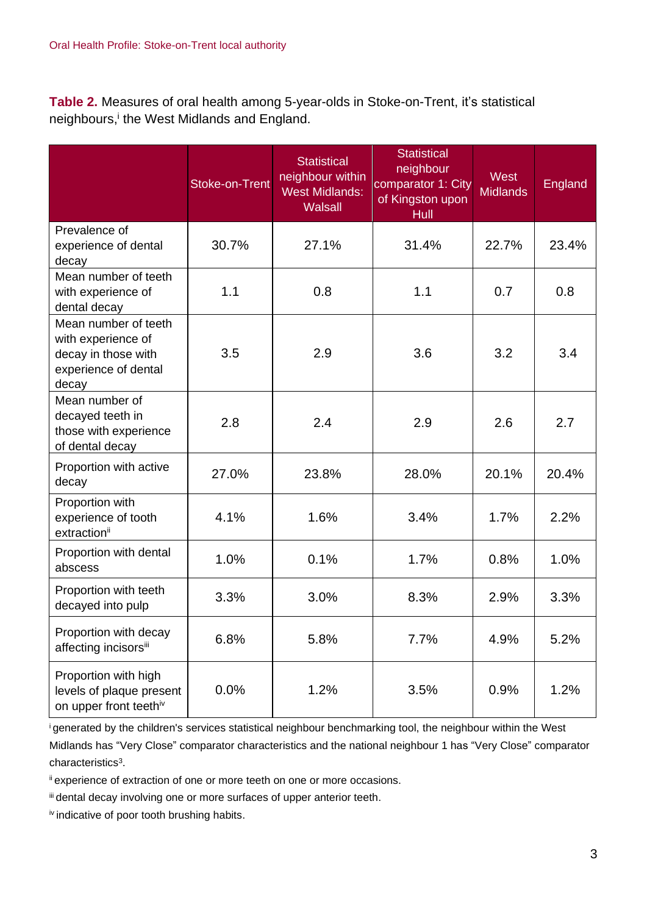**Table 2.** Measures of oral health among 5-year-olds in Stoke-on-Trent, it's statistical neighbours,[i] the West Midlands and England.

| | Stoke-on-Trent | Statistical neighbour within West Midlands: Walsall | Statistical neighbour comparator 1: City of Kingston upon Hull | West Midlands | England |
|---|---|---|---|---|---|
| Prevalence of experience of dental decay | 30.7% | 27.1% | 31.4% | 22.7% | 23.4% |
| Mean number of teeth with experience of dental decay | 1.1 | 0.8 | 1.1 | 0.7 | 0.8 |
| Mean number of teeth with experience of decay in those with experience of dental decay | 3.5 | 2.9 | 3.6 | 3.2 | 3.4 |
| Mean number of decayed teeth in those with experience of dental decay | 2.8 | 2.4 | 2.9 | 2.6 | 2.7 |
| Proportion with active decay | 27.0% | 23.8% | 28.0% | 20.1% | 20.4% |
| Proportion with experience of tooth extraction[ii] | 4.1% | 1.6% | 3.4% | 1.7% | 2.2% |
| Proportion with dental abscess | 1.0% | 0.1% | 1.7% | 0.8% | 1.0% |
| Proportion with teeth decayed into pulp | 3.3% | 3.0% | 8.3% | 2.9% | 3.3% |
| Proportion with decay affecting incisors[iii] | 6.8% | 5.8% | 7.7% | 4.9% | 5.2% |
| Proportion with high levels of plaque present on upper front teeth[iv] | 0.0% | 1.2% | 3.5% | 0.9% | 1.2% |

[i] generated by the children's services statistical neighbour benchmarking tool, the neighbour within the West Midlands has "Very Close" comparator characteristics and the national neighbour 1 has "Very Close" comparator characteristics[3].

[ii] experience of extraction of one or more teeth on one or more occasions.

[iii] dental decay involving one or more surfaces of upper anterior teeth.

[iv] indicative of poor tooth brushing habits.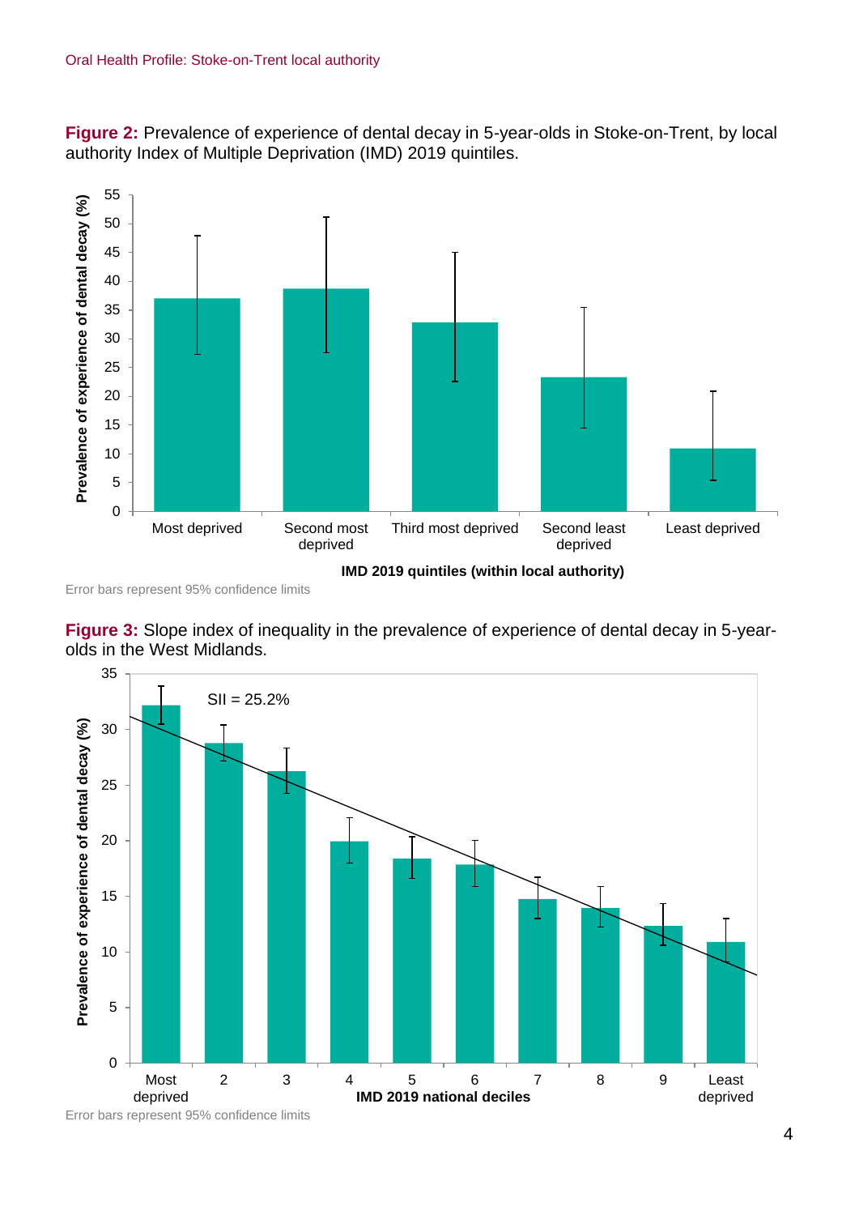**Figure 2:** Prevalence of experience of dental decay in 5-year-olds in Stoke-on-Trent, by local authority Index of Multiple Deprivation (IMD) 2019 quintiles.

Error bars represent 95% confidence limits

**Figure 3:** Slope index of inequality in the prevalence of experience of dental decay in 5-year-olds in the West Midlands.

Error bars represent 95% confidence limits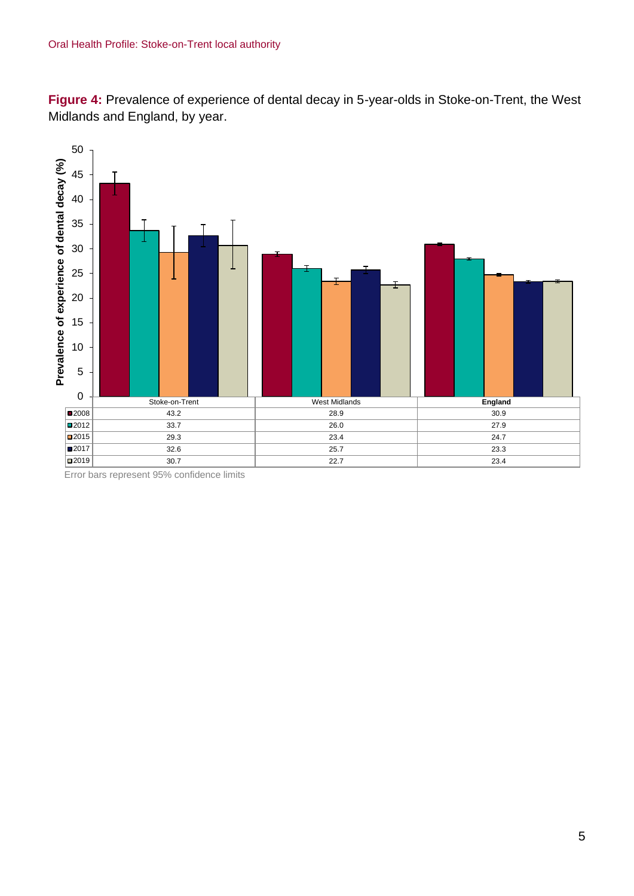**Figure 4:** Prevalence of experience of dental decay in 5-year-olds in Stoke-on-Trent, the West Midlands and England, by year.

| | Stoke-on-Trent | West Midlands | England |
|---|---|---|---|
| 2008 | 43.2 | 28.9 | 30.9 |
| 2012 | 33.7 | 26.0 | 27.9 |
| 2015 | 29.3 | 23.4 | 24.7 |
| 2017 | 32.6 | 25.7 | 23.3 |
| 2019 | 30.7 | 22.7 | 23.4 |

Error bars represent 95% confidence limits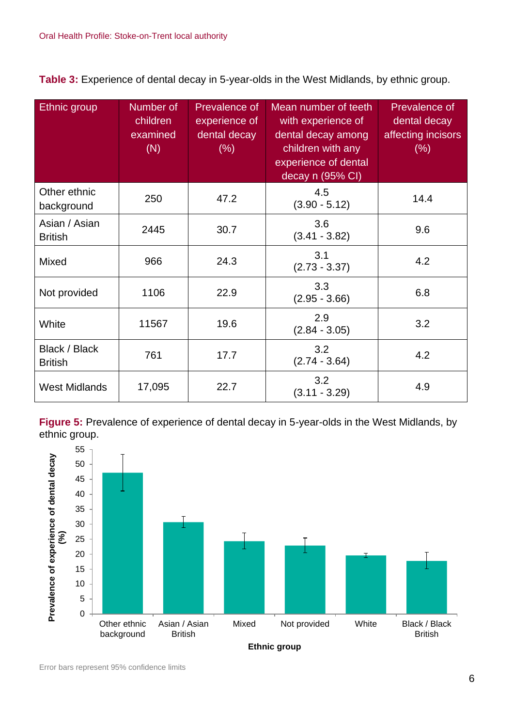**Table 3:** Experience of dental decay in 5-year-olds in the West Midlands, by ethnic group.

| Ethnic group | Number of children examined (N) | Prevalence of experience of dental decay (%) | Mean number of teeth with experience of dental decay among children with any experience of dental decay n (95% CI) | Prevalence of dental decay affecting incisors (%) |
|---|---|---|---|---|
| Other ethnic background | 250 | 47.2 | 4.5 (3.90 - 5.12) | 14.4 |
| Asian / Asian British | 2445 | 30.7 | 3.6 (3.41 - 3.82) | 9.6 |
| Mixed | 966 | 24.3 | 3.1 (2.73 - 3.37) | 4.2 |
| Not provided | 1106 | 22.9 | 3.3 (2.95 - 3.66) | 6.8 |
| White | 11567 | 19.6 | 2.9 (2.84 - 3.05) | 3.2 |
| Black / Black British | 761 | 17.7 | 3.2 (2.74 - 3.64) | 4.2 |
| West Midlands | 17,095 | 22.7 | 3.2 (3.11 - 3.29) | 4.9 |

**Figure 5:** Prevalence of experience of dental decay in 5-year-olds in the West Midlands, by ethnic group.

Error bars represent 95% confidence limits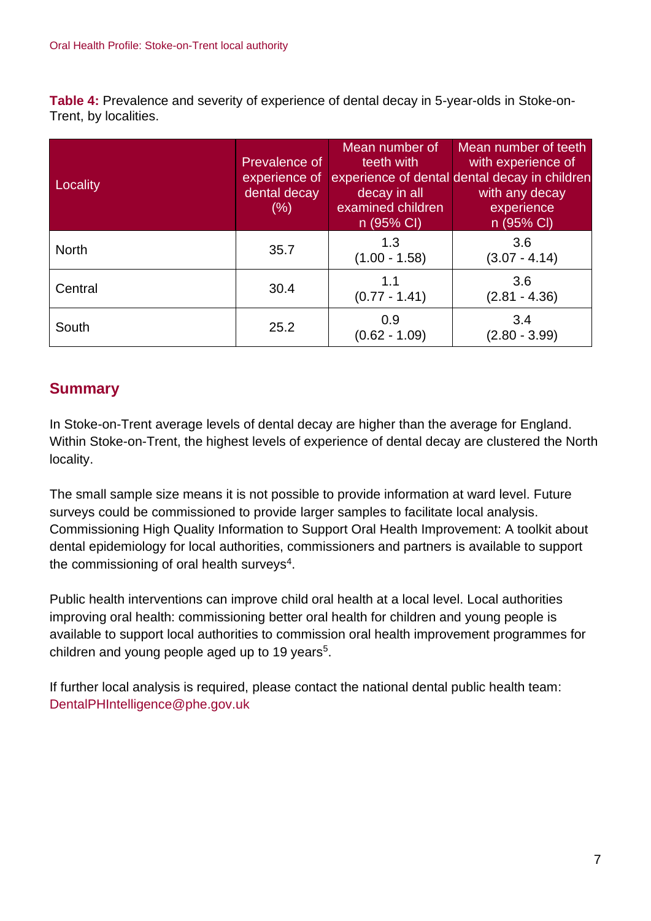**Table 4:** Prevalence and severity of experience of dental decay in 5-year-olds in Stoke-on-Trent, by localities.

| Locality | Prevalence of experience of dental decay (%) | Mean number of teeth with experience of dental decay in all examined children n (95% CI) | Mean number of teeth with experience of dental decay in children with any decay experience n (95% CI) |
|---|---|---|---|
| North | 35.7 | 1.3 (1.00 - 1.58) | 3.6 (3.07 - 4.14) |
| Central | 30.4 | 1.1 (0.77 - 1.41) | 3.6 (2.81 - 4.36) |
| South | 25.2 | 0.9 (0.62 - 1.09) | 3.4 (2.80 - 3.99) |

## Summary

In Stoke-on-Trent average levels of dental decay are higher than the average for England. Within Stoke-on-Trent, the highest levels of experience of dental decay are clustered the North locality.

The small sample size means it is not possible to provide information at ward level. Future surveys could be commissioned to provide larger samples to facilitate local analysis. Commissioning High Quality Information to Support Oral Health Improvement: A toolkit about dental epidemiology for local authorities, commissioners and partners is available to support the commissioning of oral health surveys[4].

Public health interventions can improve child oral health at a local level. Local authorities improving oral health: commissioning better oral health for children and young people is available to support local authorities to commission oral health improvement programmes for children and young people aged up to 19 years[5].

If further local analysis is required, please contact the national dental public health team: DentalPHIntelligence@phe.gov.uk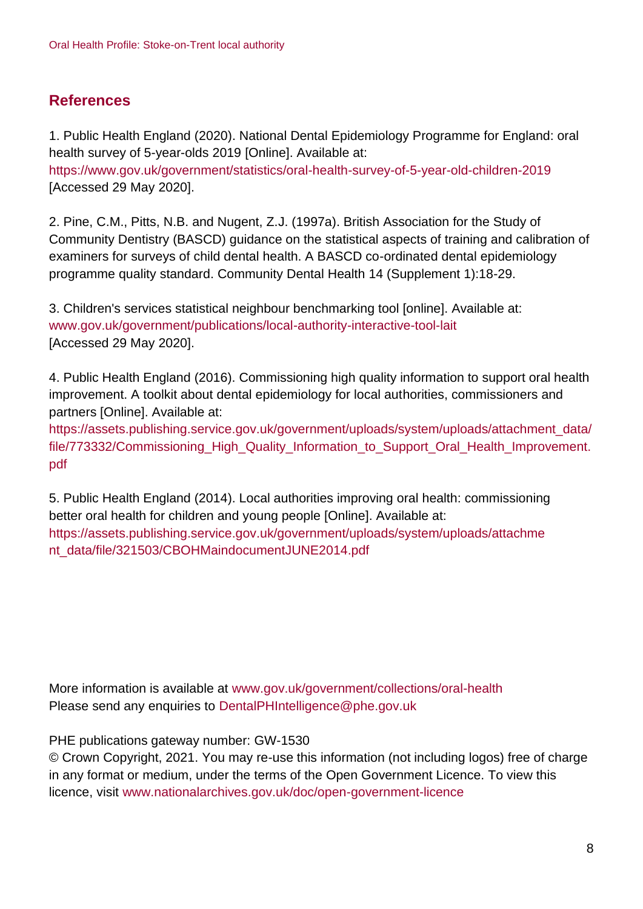## References

1. Public Health England (2020). National Dental Epidemiology Programme for England: oral health survey of 5-year-olds 2019 [Online]. Available at: https://www.gov.uk/government/statistics/oral-health-survey-of-5-year-old-children-2019 [Accessed 29 May 2020].

2. Pine, C.M., Pitts, N.B. and Nugent, Z.J. (1997a). British Association for the Study of Community Dentistry (BASCD) guidance on the statistical aspects of training and calibration of examiners for surveys of child dental health. A BASCD co-ordinated dental epidemiology programme quality standard. Community Dental Health 14 (Supplement 1):18-29.

3. Children's services statistical neighbour benchmarking tool [online]. Available at: www.gov.uk/government/publications/local-authority-interactive-tool-lait [Accessed 29 May 2020].

4. Public Health England (2016). Commissioning high quality information to support oral health improvement. A toolkit about dental epidemiology for local authorities, commissioners and partners [Online]. Available at: https://assets.publishing.service.gov.uk/government/uploads/system/uploads/attachment_data/file/773332/Commissioning_High_Quality_Information_to_Support_Oral_Health_Improvement.pdf

5. Public Health England (2014). Local authorities improving oral health: commissioning better oral health for children and young people [Online]. Available at: https://assets.publishing.service.gov.uk/government/uploads/system/uploads/attachment_data/file/321503/CBOHMaindocumentJUNE2014.pdf

More information is available at www.gov.uk/government/collections/oral-health
Please send any enquiries to DentalPHIntelligence@phe.gov.uk

PHE publications gateway number: GW-1530
© Crown Copyright, 2021. You may re-use this information (not including logos) free of charge in any format or medium, under the terms of the Open Government Licence. To view this licence, visit www.nationalarchives.gov.uk/doc/open-government-licence